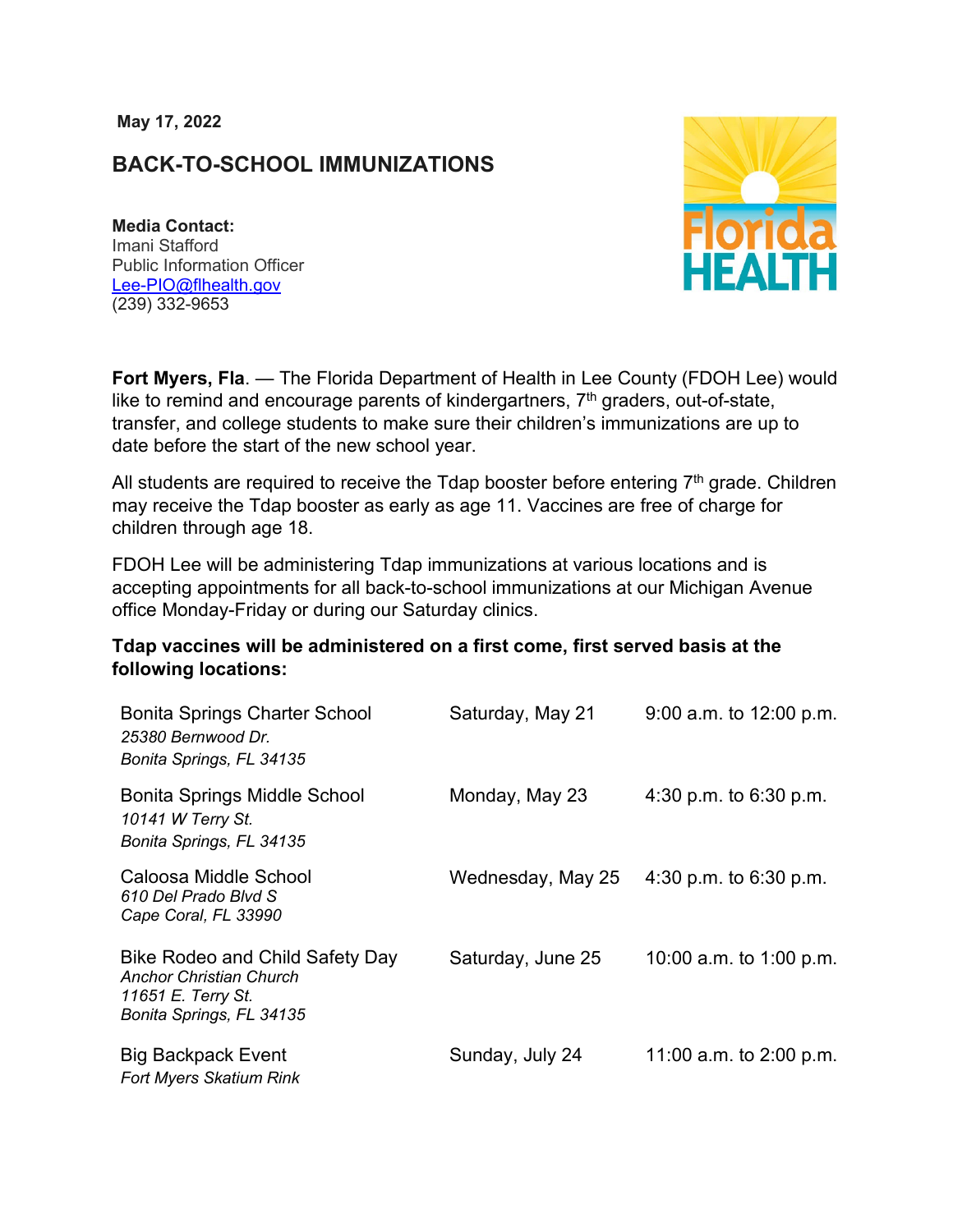**May 17, 2022**

## BACK-TO-SCHOOL IMMUNIZATIONS

**Media Contact:**
Imani Stafford
Public Information Officer
Lee-PIO@flhealth.gov
(239) 332-9653

**Fort Myers, Fla**. — The Florida Department of Health in Lee County (FDOH Lee) would like to remind and encourage parents of kindergartners, 7th graders, out-of-state, transfer, and college students to make sure their children's immunizations are up to date before the start of the new school year.

All students are required to receive the Tdap booster before entering 7th grade. Children may receive the Tdap booster as early as age 11. Vaccines are free of charge for children through age 18.

FDOH Lee will be administering Tdap immunizations at various locations and is accepting appointments for all back-to-school immunizations at our Michigan Avenue office Monday-Friday or during our Saturday clinics.

**Tdap vaccines will be administered on a first come, first served basis at the following locations:**

| Location | Date | Time |
|---|---|---|
| Bonita Springs Charter School<br>*25380 Bernwood Dr.*<br>*Bonita Springs, FL 34135* | Saturday, May 21 | 9:00 a.m. to 12:00 p.m. |
| Bonita Springs Middle School<br>*10141 W Terry St.*<br>*Bonita Springs, FL 34135* | Monday, May 23 | 4:30 p.m. to 6:30 p.m. |
| Caloosa Middle School<br>*610 Del Prado Blvd S*<br>*Cape Coral, FL 33990* | Wednesday, May 25 | 4:30 p.m. to 6:30 p.m. |
| Bike Rodeo and Child Safety Day<br>*Anchor Christian Church*<br>*11651 E. Terry St.*<br>*Bonita Springs, FL 34135* | Saturday, June 25 | 10:00 a.m. to 1:00 p.m. |
| Big Backpack Event<br>*Fort Myers Skatium Rink* | Sunday, July 24 | 11:00 a.m. to 2:00 p.m. |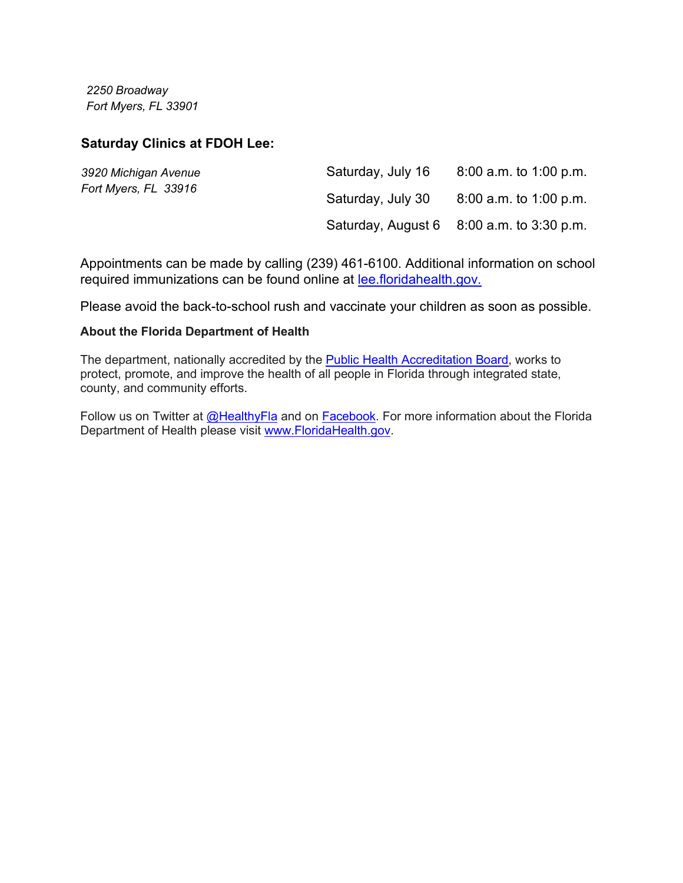*2250 Broadway*
*Fort Myers, FL 33901*

**Saturday Clinics at FDOH Lee:**

| | | |
|---|---|---|
| *3920 Michigan Avenue* *Fort Myers, FL 33916* | Saturday, July 16 | 8:00 a.m. to 1:00 p.m. |
| | Saturday, July 30 | 8:00 a.m. to 1:00 p.m. |
| | Saturday, August 6 | 8:00 a.m. to 3:30 p.m. |

Appointments can be made by calling (239) 461-6100. Additional information on school required immunizations can be found online at lee.floridahealth.gov.

Please avoid the back-to-school rush and vaccinate your children as soon as possible.

**About the Florida Department of Health**

The department, nationally accredited by the Public Health Accreditation Board, works to protect, promote, and improve the health of all people in Florida through integrated state, county, and community efforts.

Follow us on Twitter at @HealthyFla and on Facebook. For more information about the Florida Department of Health please visit www.FloridaHealth.gov.